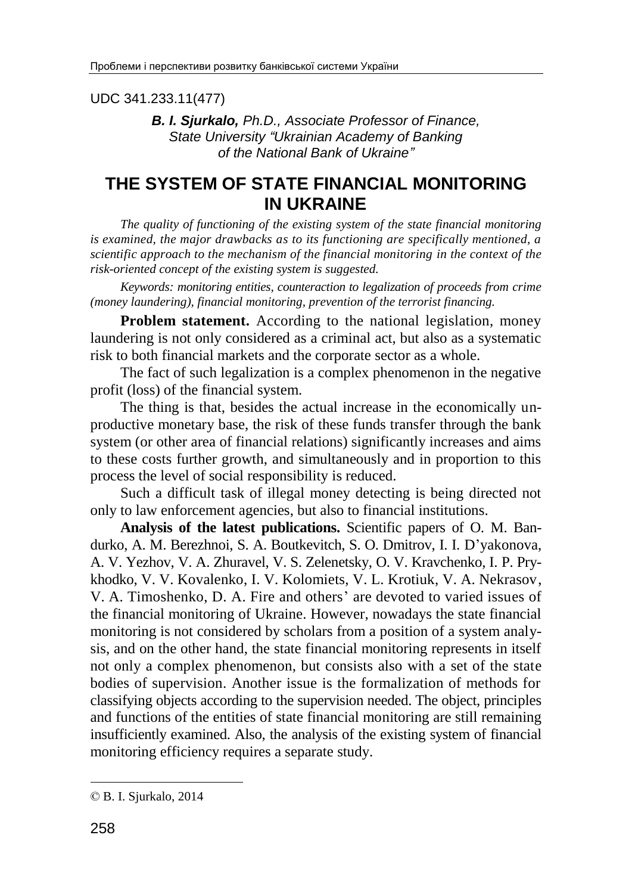UDC 341.233.11(477)

***B. I. Sjurkalo,*** *Ph.D., Associate Professor of Finance,*
*State University "Ukrainian Academy of Banking*
*of the National Bank of Ukraine"*

# THE SYSTEM OF STATE FINANCIAL MONITORING IN UKRAINE

*The quality of functioning of the existing system of the state financial monitoring is examined, the major drawbacks as to its functioning are specifically mentioned, a scientific approach to the mechanism of the financial monitoring in the context of the risk-oriented concept of the existing system is suggested.*

*Keywords: monitoring entities, counteraction to legalization of proceeds from crime (money laundering), financial monitoring, prevention of the terrorist financing.*

**Problem statement.** According to the national legislation, money laundering is not only considered as a criminal act, but also as a systematic risk to both financial markets and the corporate sector as a whole.

The fact of such legalization is a complex phenomenon in the negative profit (loss) of the financial system.

The thing is that, besides the actual increase in the economically unproductive monetary base, the risk of these funds transfer through the bank system (or other area of financial relations) significantly increases and aims to these costs further growth, and simultaneously and in proportion to this process the level of social responsibility is reduced.

Such a difficult task of illegal money detecting is being directed not only to law enforcement agencies, but also to financial institutions.

**Analysis of the latest publications.** Scientific papers of O. M. Bandurko, A. M. Berezhnoi, S. A. Boutkevitch, S. O. Dmitrov, I. I. D'yakonova, A. V. Yezhov, V. A. Zhuravel, V. S. Zelenetsky, O. V. Kravchenko, I. P. Prykhodko, V. V. Kovalenko, I. V. Kolomiets, V. L. Krotiuk, V. A. Nekrasov, V. A. Timoshenko, D. A. Fire and others' are devoted to varied issues of the financial monitoring of Ukraine. However, nowadays the state financial monitoring is not considered by scholars from a position of a system analysis, and on the other hand, the state financial monitoring represents in itself not only a complex phenomenon, but consists also with a set of the state bodies of supervision. Another issue is the formalization of methods for classifying objects according to the supervision needed. The object, principles and functions of the entities of state financial monitoring are still remaining insufficiently examined. Also, the analysis of the existing system of financial monitoring efficiency requires a separate study.

© B. I. Sjurkalo, 2014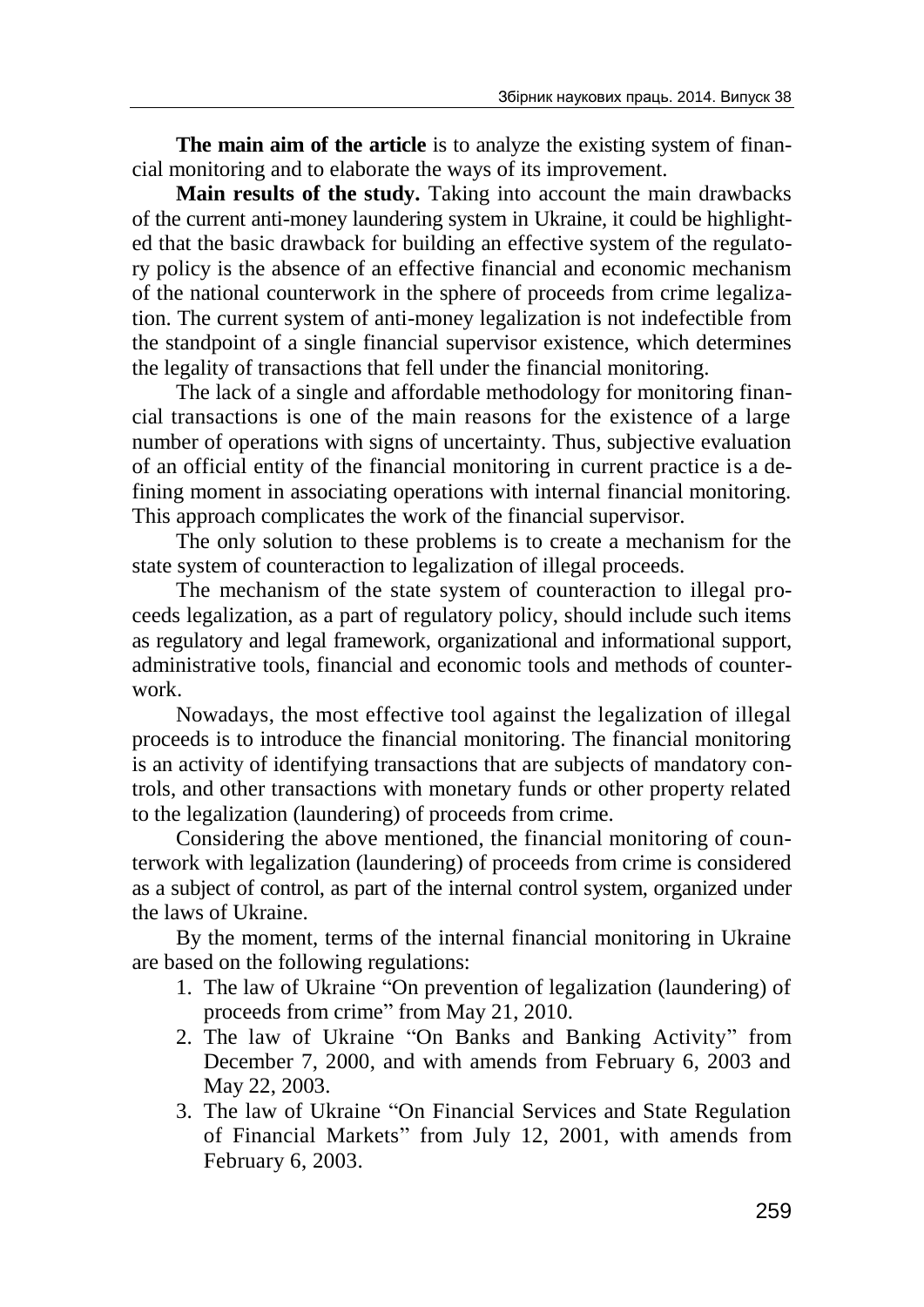**The main aim of the article** is to analyze the existing system of financial monitoring and to elaborate the ways of its improvement.

**Main results of the study.** Taking into account the main drawbacks of the current anti-money laundering system in Ukraine, it could be highlighted that the basic drawback for building an effective system of the regulatory policy is the absence of an effective financial and economic mechanism of the national counterwork in the sphere of proceeds from crime legalization. The current system of anti-money legalization is not indefectible from the standpoint of a single financial supervisor existence, which determines the legality of transactions that fell under the financial monitoring.

The lack of a single and affordable methodology for monitoring financial transactions is one of the main reasons for the existence of a large number of operations with signs of uncertainty. Thus, subjective evaluation of an official entity of the financial monitoring in current practice is a defining moment in associating operations with internal financial monitoring. This approach complicates the work of the financial supervisor.

The only solution to these problems is to create a mechanism for the state system of counteraction to legalization of illegal proceeds.

The mechanism of the state system of counteraction to illegal proceeds legalization, as a part of regulatory policy, should include such items as regulatory and legal framework, organizational and informational support, administrative tools, financial and economic tools and methods of counterwork.

Nowadays, the most effective tool against the legalization of illegal proceeds is to introduce the financial monitoring. The financial monitoring is an activity of identifying transactions that are subjects of mandatory controls, and other transactions with monetary funds or other property related to the legalization (laundering) of proceeds from crime.

Considering the above mentioned, the financial monitoring of counterwork with legalization (laundering) of proceeds from crime is considered as a subject of control, as part of the internal control system, organized under the laws of Ukraine.

By the moment, terms of the internal financial monitoring in Ukraine are based on the following regulations:

1. The law of Ukraine "On prevention of legalization (laundering) of proceeds from crime" from May 21, 2010.
2. The law of Ukraine "On Banks and Banking Activity" from December 7, 2000, and with amends from February 6, 2003 and May 22, 2003.
3. The law of Ukraine "On Financial Services and State Regulation of Financial Markets" from July 12, 2001, with amends from February 6, 2003.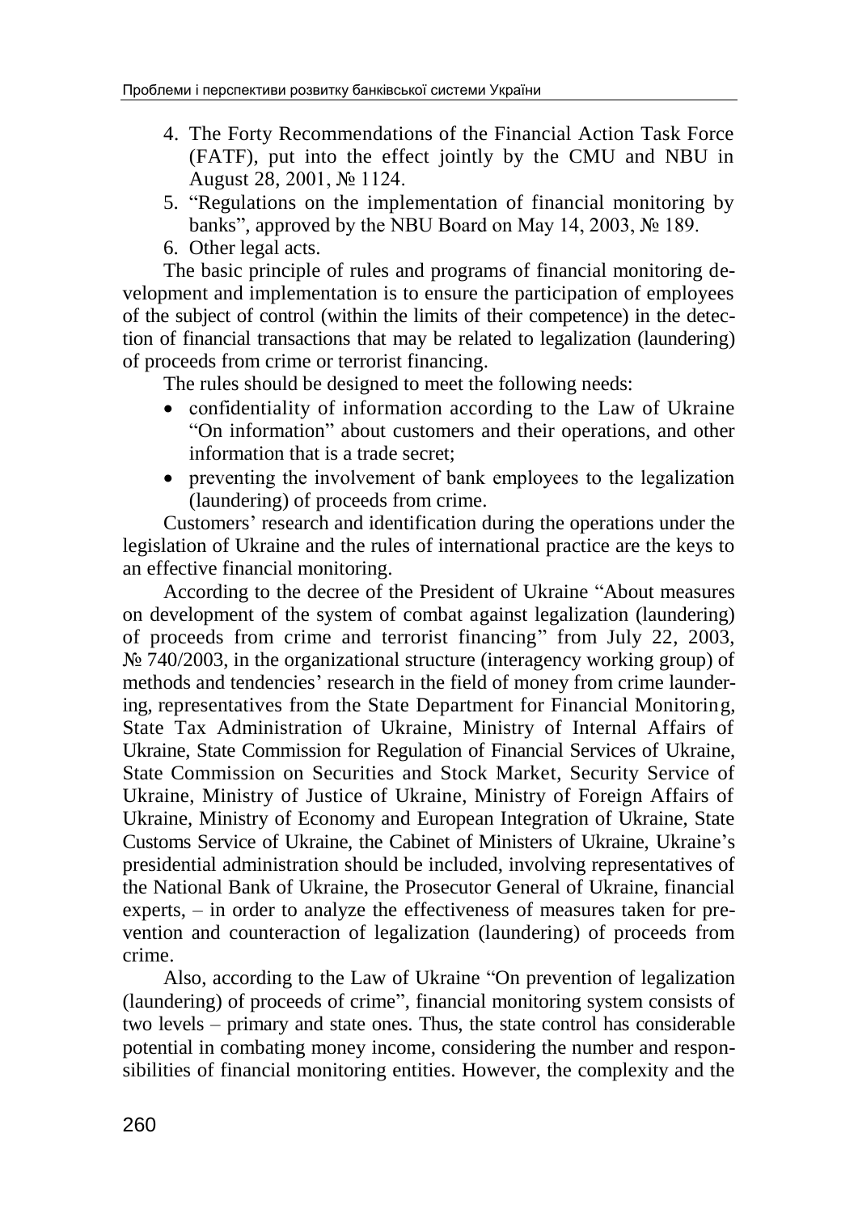4. The Forty Recommendations of the Financial Action Task Force (FATF), put into the effect jointly by the CMU and NBU in August 28, 2001, № 1124.
5. “Regulations on the implementation of financial monitoring by banks”, approved by the NBU Board on May 14, 2003, № 189.
6. Other legal acts.

The basic principle of rules and programs of financial monitoring development and implementation is to ensure the participation of employees of the subject of control (within the limits of their competence) in the detection of financial transactions that may be related to legalization (laundering) of proceeds from crime or terrorist financing.

The rules should be designed to meet the following needs:

- confidentiality of information according to the Law of Ukraine “On information” about customers and their operations, and other information that is a trade secret;
- preventing the involvement of bank employees to the legalization (laundering) of proceeds from crime.

Customers’ research and identification during the operations under the legislation of Ukraine and the rules of international practice are the keys to an effective financial monitoring.

According to the decree of the President of Ukraine “About measures on development of the system of combat against legalization (laundering) of proceeds from crime and terrorist financing” from July 22, 2003, № 740/2003, in the organizational structure (interagency working group) of methods and tendencies’ research in the field of money from crime laundering, representatives from the State Department for Financial Monitoring, State Tax Administration of Ukraine, Ministry of Internal Affairs of Ukraine, State Commission for Regulation of Financial Services of Ukraine, State Commission on Securities and Stock Market, Security Service of Ukraine, Ministry of Justice of Ukraine, Ministry of Foreign Affairs of Ukraine, Ministry of Economy and European Integration of Ukraine, State Customs Service of Ukraine, the Cabinet of Ministers of Ukraine, Ukraine’s presidential administration should be included, involving representatives of the National Bank of Ukraine, the Prosecutor General of Ukraine, financial experts, – in order to analyze the effectiveness of measures taken for prevention and counteraction of legalization (laundering) of proceeds from crime.

Also, according to the Law of Ukraine “On prevention of legalization (laundering) of proceeds of crime”, financial monitoring system consists of two levels – primary and state ones. Thus, the state control has considerable potential in combating money income, considering the number and responsibilities of financial monitoring entities. However, the complexity and the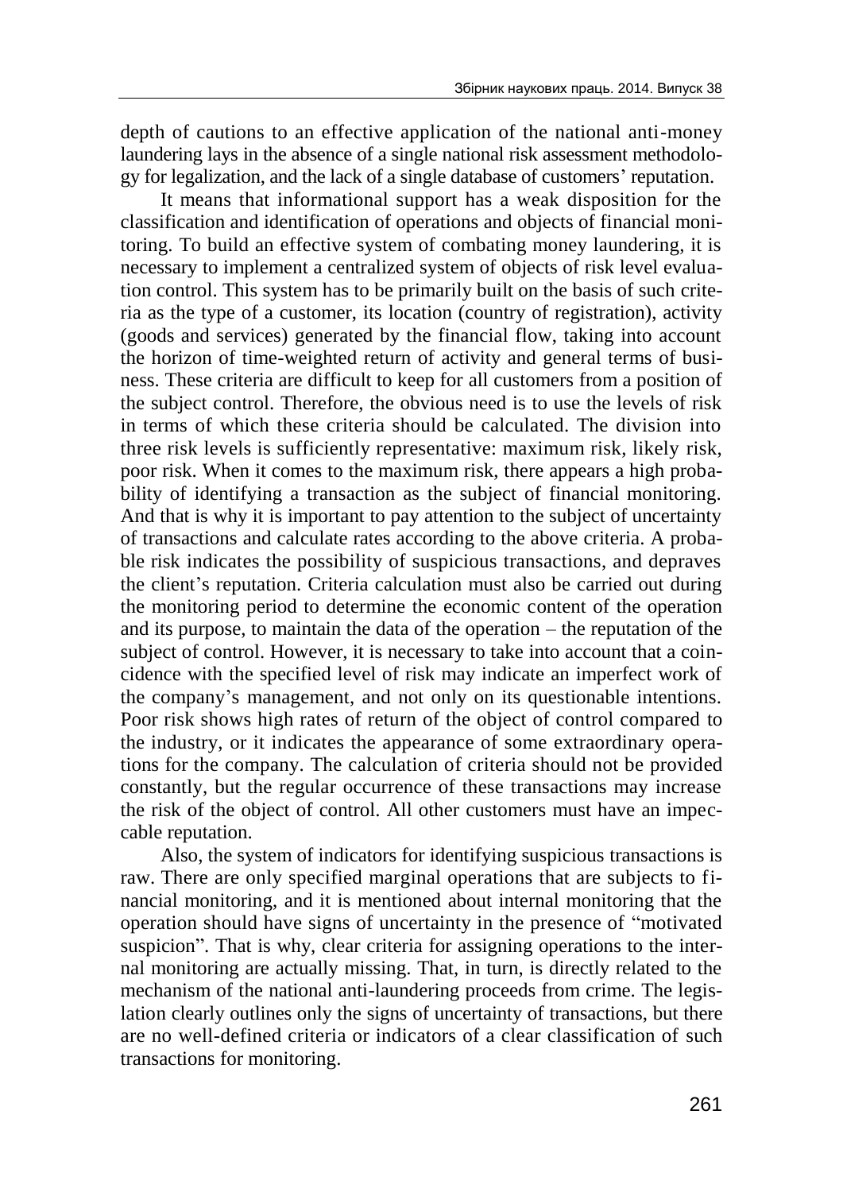depth of cautions to an effective application of the national anti-money laundering lays in the absence of a single national risk assessment methodology for legalization, and the lack of a single database of customers' reputation.

It means that informational support has a weak disposition for the classification and identification of operations and objects of financial monitoring. To build an effective system of combating money laundering, it is necessary to implement a centralized system of objects of risk level evaluation control. This system has to be primarily built on the basis of such criteria as the type of a customer, its location (country of registration), activity (goods and services) generated by the financial flow, taking into account the horizon of time-weighted return of activity and general terms of business. These criteria are difficult to keep for all customers from a position of the subject control. Therefore, the obvious need is to use the levels of risk in terms of which these criteria should be calculated. The division into three risk levels is sufficiently representative: maximum risk, likely risk, poor risk. When it comes to the maximum risk, there appears a high probability of identifying a transaction as the subject of financial monitoring. And that is why it is important to pay attention to the subject of uncertainty of transactions and calculate rates according to the above criteria. A probable risk indicates the possibility of suspicious transactions, and depraves the client's reputation. Criteria calculation must also be carried out during the monitoring period to determine the economic content of the operation and its purpose, to maintain the data of the operation – the reputation of the subject of control. However, it is necessary to take into account that a coincidence with the specified level of risk may indicate an imperfect work of the company's management, and not only on its questionable intentions. Poor risk shows high rates of return of the object of control compared to the industry, or it indicates the appearance of some extraordinary operations for the company. The calculation of criteria should not be provided constantly, but the regular occurrence of these transactions may increase the risk of the object of control. All other customers must have an impeccable reputation.

Also, the system of indicators for identifying suspicious transactions is raw. There are only specified marginal operations that are subjects to financial monitoring, and it is mentioned about internal monitoring that the operation should have signs of uncertainty in the presence of "motivated suspicion". That is why, clear criteria for assigning operations to the internal monitoring are actually missing. That, in turn, is directly related to the mechanism of the national anti-laundering proceeds from crime. The legislation clearly outlines only the signs of uncertainty of transactions, but there are no well-defined criteria or indicators of a clear classification of such transactions for monitoring.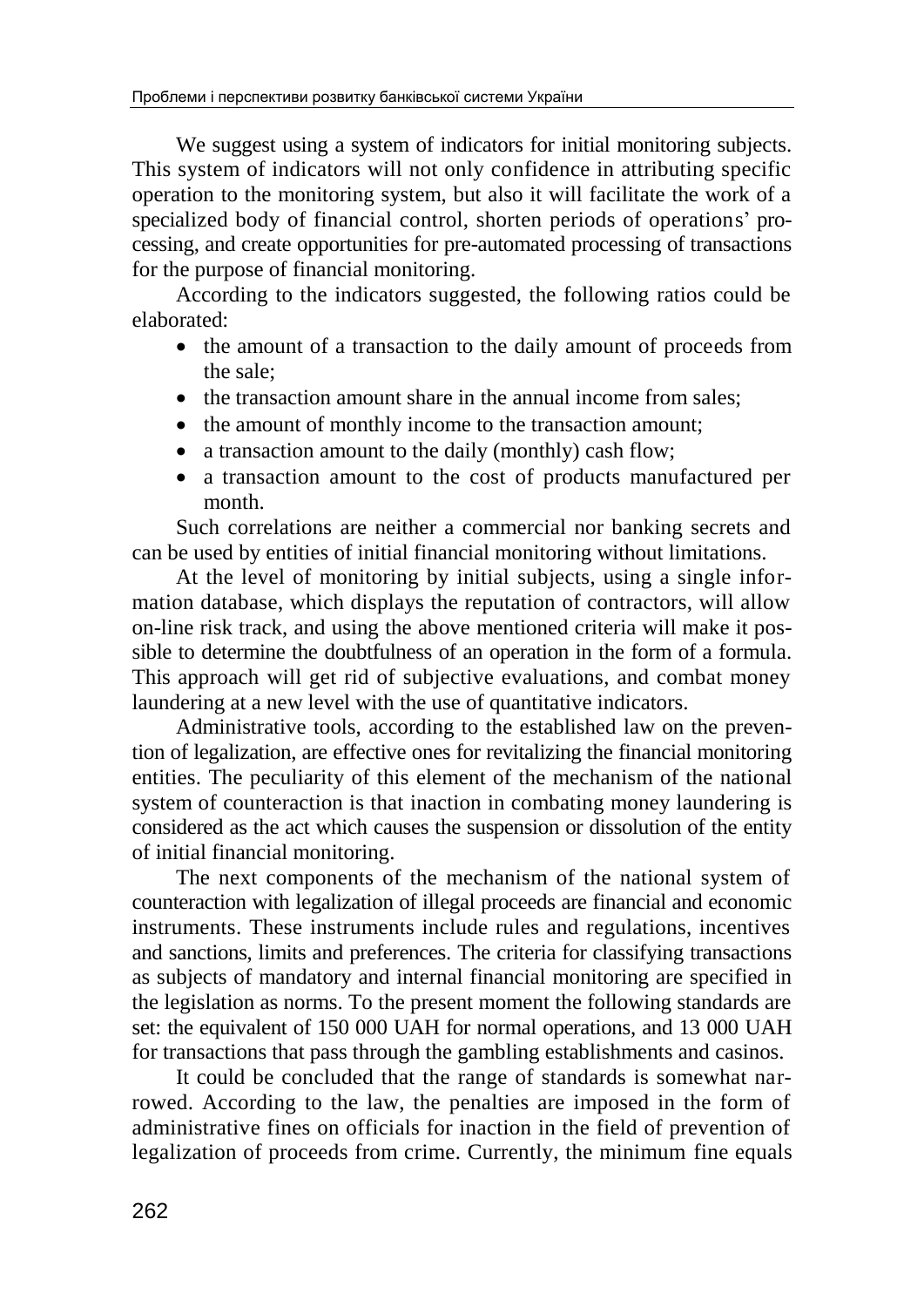We suggest using a system of indicators for initial monitoring subjects. This system of indicators will not only confidence in attributing specific operation to the monitoring system, but also it will facilitate the work of a specialized body of financial control, shorten periods of operations' processing, and create opportunities for pre-automated processing of transactions for the purpose of financial monitoring.

According to the indicators suggested, the following ratios could be elaborated:

- the amount of a transaction to the daily amount of proceeds from the sale;
- the transaction amount share in the annual income from sales;
- the amount of monthly income to the transaction amount;
- a transaction amount to the daily (monthly) cash flow;
- a transaction amount to the cost of products manufactured per month.

Such correlations are neither a commercial nor banking secrets and can be used by entities of initial financial monitoring without limitations.

At the level of monitoring by initial subjects, using a single information database, which displays the reputation of contractors, will allow on-line risk track, and using the above mentioned criteria will make it possible to determine the doubtfulness of an operation in the form of a formula. This approach will get rid of subjective evaluations, and combat money laundering at a new level with the use of quantitative indicators.

Administrative tools, according to the established law on the prevention of legalization, are effective ones for revitalizing the financial monitoring entities. The peculiarity of this element of the mechanism of the national system of counteraction is that inaction in combating money laundering is considered as the act which causes the suspension or dissolution of the entity of initial financial monitoring.

The next components of the mechanism of the national system of counteraction with legalization of illegal proceeds are financial and economic instruments. These instruments include rules and regulations, incentives and sanctions, limits and preferences. The criteria for classifying transactions as subjects of mandatory and internal financial monitoring are specified in the legislation as norms. To the present moment the following standards are set: the equivalent of 150 000 UAH for normal operations, and 13 000 UAH for transactions that pass through the gambling establishments and casinos.

It could be concluded that the range of standards is somewhat narrowed. According to the law, the penalties are imposed in the form of administrative fines on officials for inaction in the field of prevention of legalization of proceeds from crime. Currently, the minimum fine equals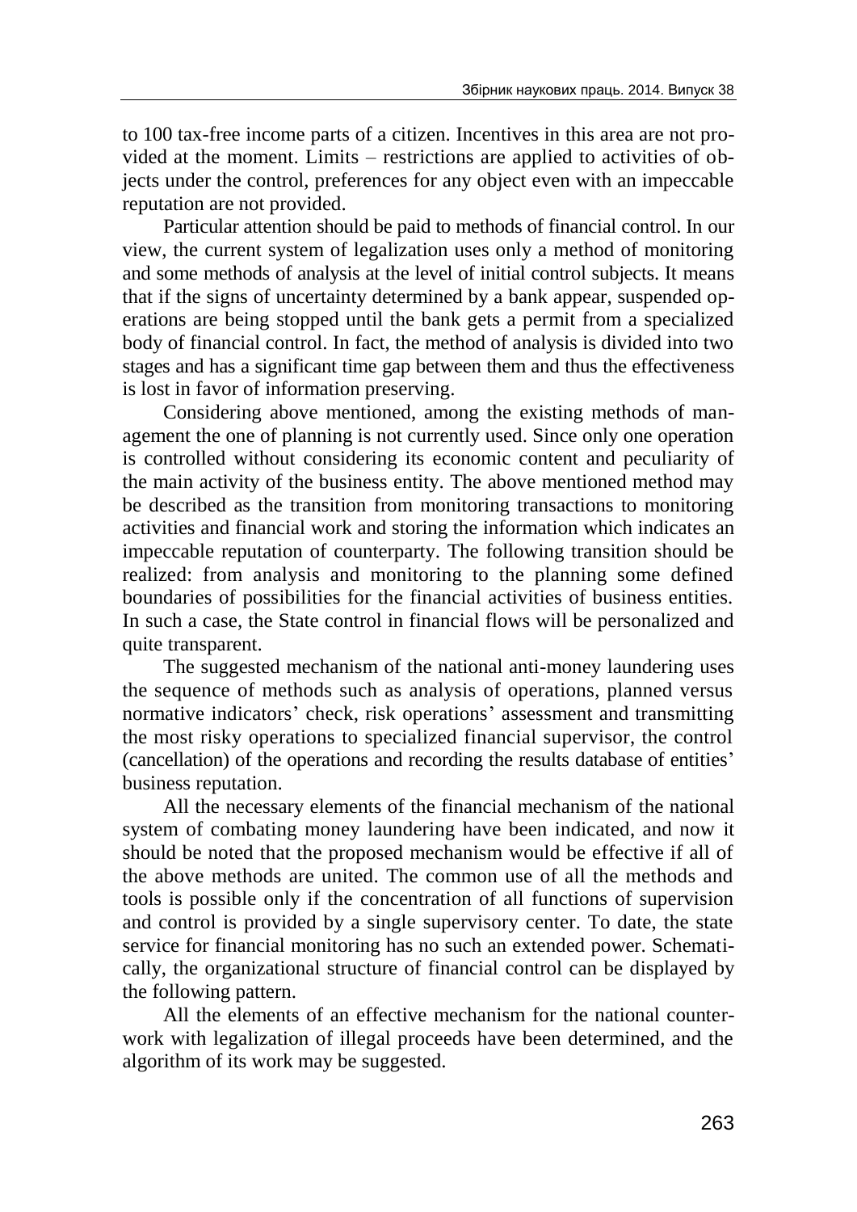to 100 tax-free income parts of a citizen. Incentives in this area are not provided at the moment. Limits – restrictions are applied to activities of objects under the control, preferences for any object even with an impeccable reputation are not provided.

Particular attention should be paid to methods of financial control. In our view, the current system of legalization uses only a method of monitoring and some methods of analysis at the level of initial control subjects. It means that if the signs of uncertainty determined by a bank appear, suspended operations are being stopped until the bank gets a permit from a specialized body of financial control. In fact, the method of analysis is divided into two stages and has a significant time gap between them and thus the effectiveness is lost in favor of information preserving.

Considering above mentioned, among the existing methods of management the one of planning is not currently used. Since only one operation is controlled without considering its economic content and peculiarity of the main activity of the business entity. The above mentioned method may be described as the transition from monitoring transactions to monitoring activities and financial work and storing the information which indicates an impeccable reputation of counterparty. The following transition should be realized: from analysis and monitoring to the planning some defined boundaries of possibilities for the financial activities of business entities. In such a case, the State control in financial flows will be personalized and quite transparent.

The suggested mechanism of the national anti-money laundering uses the sequence of methods such as analysis of operations, planned versus normative indicators' check, risk operations' assessment and transmitting the most risky operations to specialized financial supervisor, the control (cancellation) of the operations and recording the results database of entities' business reputation.

All the necessary elements of the financial mechanism of the national system of combating money laundering have been indicated, and now it should be noted that the proposed mechanism would be effective if all of the above methods are united. The common use of all the methods and tools is possible only if the concentration of all functions of supervision and control is provided by a single supervisory center. To date, the state service for financial monitoring has no such an extended power. Schematically, the organizational structure of financial control can be displayed by the following pattern.

All the elements of an effective mechanism for the national counterwork with legalization of illegal proceeds have been determined, and the algorithm of its work may be suggested.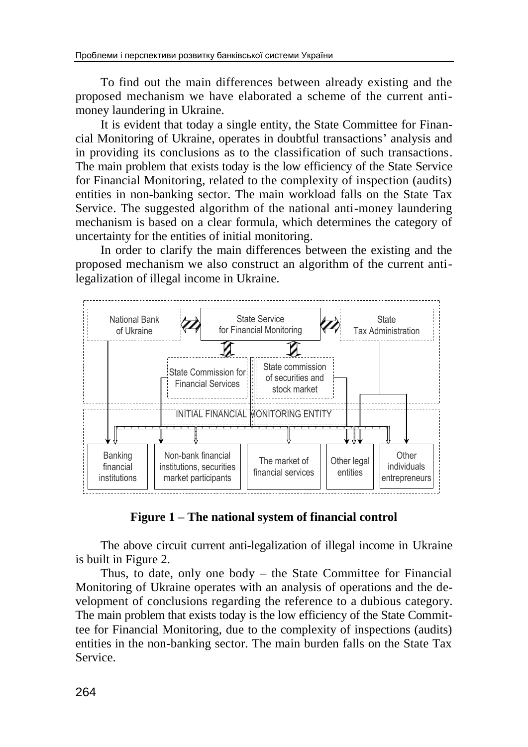To find out the main differences between already existing and the proposed mechanism we have elaborated a scheme of the current anti-money laundering in Ukraine.

It is evident that today a single entity, the State Committee for Financial Monitoring of Ukraine, operates in doubtful transactions' analysis and in providing its conclusions as to the classification of such transactions. The main problem that exists today is the low efficiency of the State Service for Financial Monitoring, related to the complexity of inspection (audits) entities in non-banking sector. The main workload falls on the State Tax Service. The suggested algorithm of the national anti-money laundering mechanism is based on a clear formula, which determines the category of uncertainty for the entities of initial monitoring.

In order to clarify the main differences between the existing and the proposed mechanism we also construct an algorithm of the current anti-legalization of illegal income in Ukraine.

National Bank of Ukraine | State Service for Financial Monitoring | State Tax Administration

State Commission for Financial Services | State commission of securities and stock market

INITIAL FINANCIAL MONITORING ENTITY

Banking financial institutions | Non-bank financial institutions, securities market participants | The market of financial services | Other legal entities | Other individuals entrepreneurs

**Figure 1 – The national system of financial control**

The above circuit current anti-legalization of illegal income in Ukraine is built in Figure 2.

Thus, to date, only one body – the State Committee for Financial Monitoring of Ukraine operates with an analysis of operations and the development of conclusions regarding the reference to a dubious category. The main problem that exists today is the low efficiency of the State Committee for Financial Monitoring, due to the complexity of inspections (audits) entities in the non-banking sector. The main burden falls on the State Tax Service.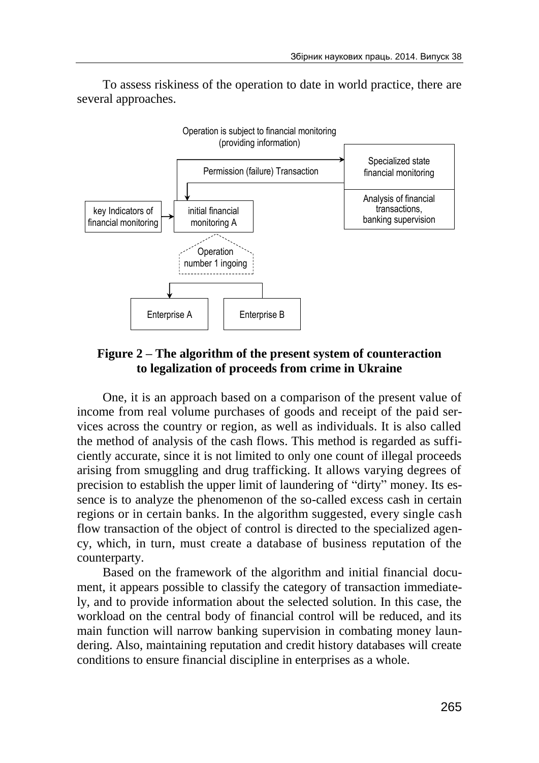To assess riskiness of the operation to date in world practice, there are several approaches.

Operation is subject to financial monitoring (providing information)

Specialized state financial monitoring

Permission (failure) Transaction

Analysis of financial transactions, banking supervision

key Indicators of financial monitoring

initial financial monitoring A

Operation number 1 ingoing

Enterprise A

Enterprise B

**Figure 2 – The algorithm of the present system of counteraction to legalization of proceeds from crime in Ukraine**

One, it is an approach based on a comparison of the present value of income from real volume purchases of goods and receipt of the paid services across the country or region, as well as individuals. It is also called the method of analysis of the cash flows. This method is regarded as sufficiently accurate, since it is not limited to only one count of illegal proceeds arising from smuggling and drug trafficking. It allows varying degrees of precision to establish the upper limit of laundering of "dirty" money. Its essence is to analyze the phenomenon of the so-called excess cash in certain regions or in certain banks. In the algorithm suggested, every single cash flow transaction of the object of control is directed to the specialized agency, which, in turn, must create a database of business reputation of the counterparty.

Based on the framework of the algorithm and initial financial document, it appears possible to classify the category of transaction immediately, and to provide information about the selected solution. In this case, the workload on the central body of financial control will be reduced, and its main function will narrow banking supervision in combating money laundering. Also, maintaining reputation and credit history databases will create conditions to ensure financial discipline in enterprises as a whole.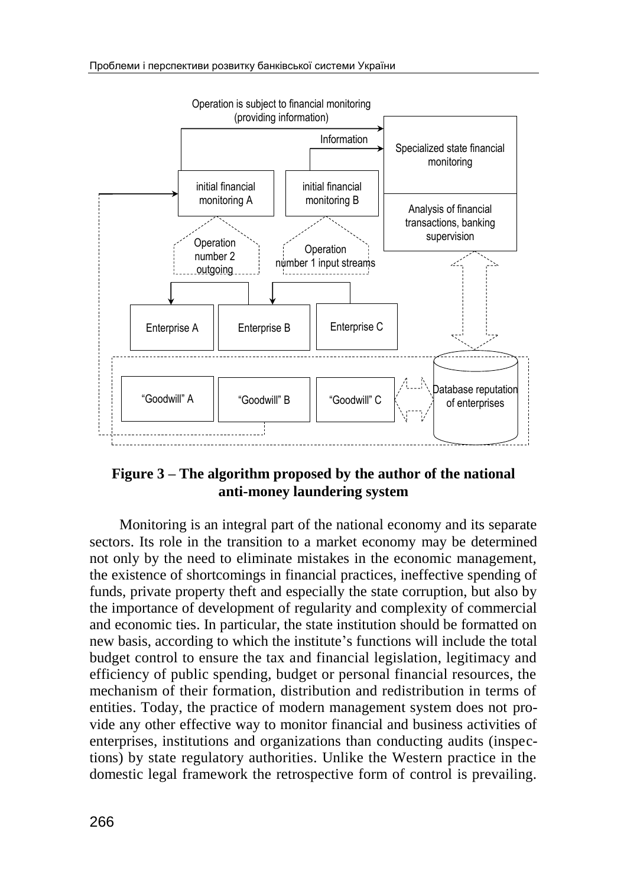**Figure 3 – The algorithm proposed by the author of the national anti-money laundering system**

Monitoring is an integral part of the national economy and its separate sectors. Its role in the transition to a market economy may be determined not only by the need to eliminate mistakes in the economic management, the existence of shortcomings in financial practices, ineffective spending of funds, private property theft and especially the state corruption, but also by the importance of development of regularity and complexity of commercial and economic ties. In particular, the state institution should be formatted on new basis, according to which the institute's functions will include the total budget control to ensure the tax and financial legislation, legitimacy and efficiency of public spending, budget or personal financial resources, the mechanism of their formation, distribution and redistribution in terms of entities. Today, the practice of modern management system does not provide any other effective way to monitor financial and business activities of enterprises, institutions and organizations than conducting audits (inspections) by state regulatory authorities. Unlike the Western practice in the domestic legal framework the retrospective form of control is prevailing.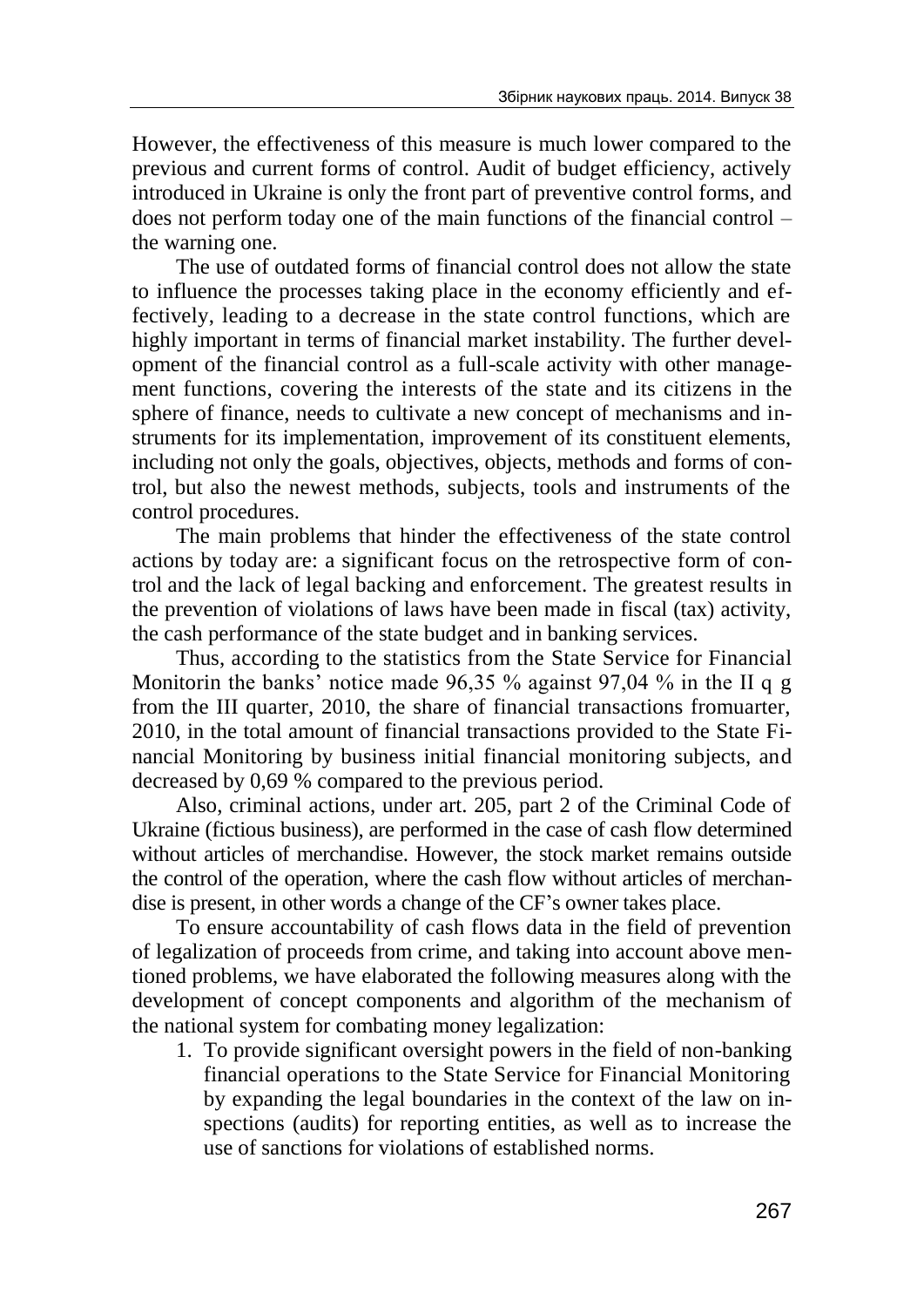However, the effectiveness of this measure is much lower compared to the previous and current forms of control. Audit of budget efficiency, actively introduced in Ukraine is only the front part of preventive control forms, and does not perform today one of the main functions of the financial control – the warning one.

The use of outdated forms of financial control does not allow the state to influence the processes taking place in the economy efficiently and effectively, leading to a decrease in the state control functions, which are highly important in terms of financial market instability. The further development of the financial control as a full-scale activity with other management functions, covering the interests of the state and its citizens in the sphere of finance, needs to cultivate a new concept of mechanisms and instruments for its implementation, improvement of its constituent elements, including not only the goals, objectives, objects, methods and forms of control, but also the newest methods, subjects, tools and instruments of the control procedures.

The main problems that hinder the effectiveness of the state control actions by today are: a significant focus on the retrospective form of control and the lack of legal backing and enforcement. The greatest results in the prevention of violations of laws have been made in fiscal (tax) activity, the cash performance of the state budget and in banking services.

Thus, according to the statistics from the State Service for Financial Monitorin the banks' notice made 96,35 % against 97,04 % in the II q g from the III quarter, 2010, the share of financial transactions fromuarter, 2010, in the total amount of financial transactions provided to the State Financial Monitoring by business initial financial monitoring subjects, and decreased by 0,69 % compared to the previous period.

Also, criminal actions, under art. 205, part 2 of the Criminal Code of Ukraine (fictious business), are performed in the case of cash flow determined without articles of merchandise. However, the stock market remains outside the control of the operation, where the cash flow without articles of merchandise is present, in other words a change of the CF's owner takes place.

To ensure accountability of cash flows data in the field of prevention of legalization of proceeds from crime, and taking into account above mentioned problems, we have elaborated the following measures along with the development of concept components and algorithm of the mechanism of the national system for combating money legalization:

1. To provide significant oversight powers in the field of non-banking financial operations to the State Service for Financial Monitoring by expanding the legal boundaries in the context of the law on inspections (audits) for reporting entities, as well as to increase the use of sanctions for violations of established norms.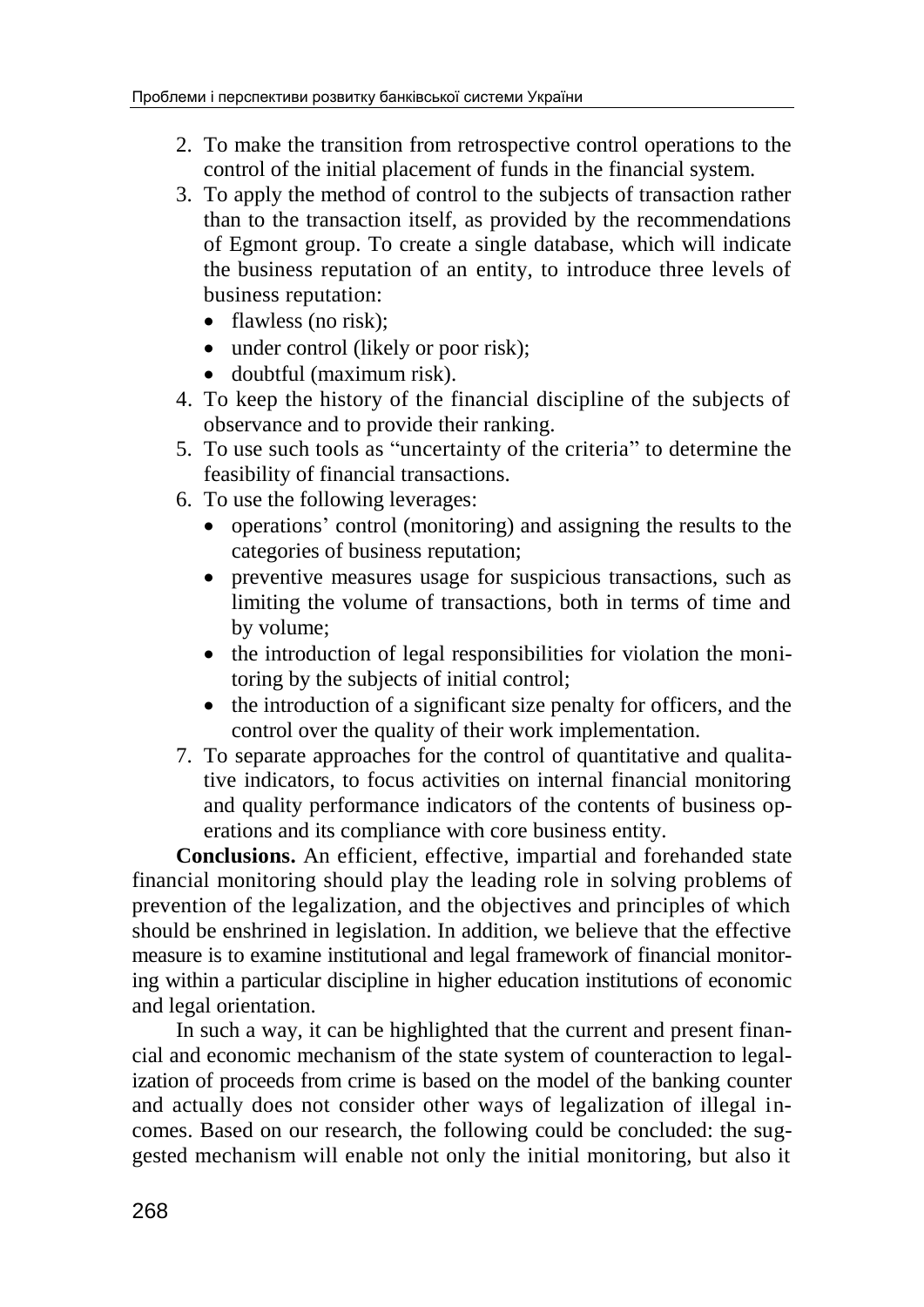2. To make the transition from retrospective control operations to the control of the initial placement of funds in the financial system.
3. To apply the method of control to the subjects of transaction rather than to the transaction itself, as provided by the recommendations of Egmont group. To create a single database, which will indicate the business reputation of an entity, to introduce three levels of business reputation:
   - flawless (no risk);
   - under control (likely or poor risk);
   - doubtful (maximum risk).
4. To keep the history of the financial discipline of the subjects of observance and to provide their ranking.
5. To use such tools as "uncertainty of the criteria" to determine the feasibility of financial transactions.
6. To use the following leverages:
   - operations' control (monitoring) and assigning the results to the categories of business reputation;
   - preventive measures usage for suspicious transactions, such as limiting the volume of transactions, both in terms of time and by volume;
   - the introduction of legal responsibilities for violation the monitoring by the subjects of initial control;
   - the introduction of a significant size penalty for officers, and the control over the quality of their work implementation.
7. To separate approaches for the control of quantitative and qualitative indicators, to focus activities on internal financial monitoring and quality performance indicators of the contents of business operations and its compliance with core business entity.

**Conclusions.** An efficient, effective, impartial and forehanded state financial monitoring should play the leading role in solving problems of prevention of the legalization, and the objectives and principles of which should be enshrined in legislation. In addition, we believe that the effective measure is to examine institutional and legal framework of financial monitoring within a particular discipline in higher education institutions of economic and legal orientation.

In such a way, it can be highlighted that the current and present financial and economic mechanism of the state system of counteraction to legalization of proceeds from crime is based on the model of the banking counter and actually does not consider other ways of legalization of illegal incomes. Based on our research, the following could be concluded: the suggested mechanism will enable not only the initial monitoring, but also it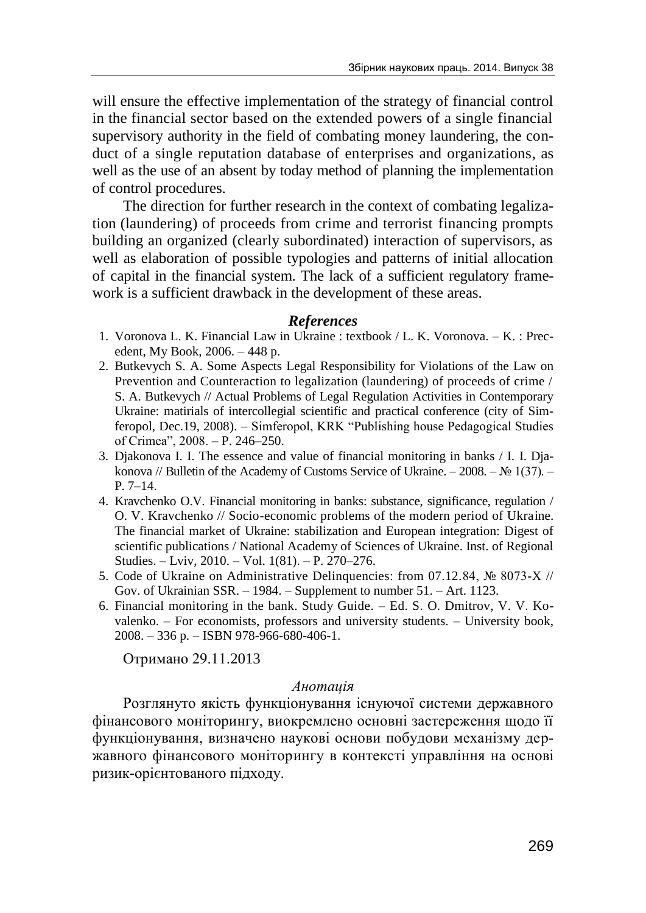will ensure the effective implementation of the strategy of financial control in the financial sector based on the extended powers of a single financial supervisory authority in the field of combating money laundering, the conduct of a single reputation database of enterprises and organizations, as well as the use of an absent by today method of planning the implementation of control procedures.

The direction for further research in the context of combating legalization (laundering) of proceeds from crime and terrorist financing prompts building an organized (clearly subordinated) interaction of supervisors, as well as elaboration of possible typologies and patterns of initial allocation of capital in the financial system. The lack of a sufficient regulatory framework is a sufficient drawback in the development of these areas.

### *References*

1. Voronova L. K. Financial Law in Ukraine : textbook / L. K. Voronova. – K. : Precedent, My Book, 2006. – 448 p.
2. Butkevych S. A. Some Aspects Legal Responsibility for Violations of the Law on Prevention and Counteraction to legalization (laundering) of proceeds of crime / S. A. Butkevych // Actual Problems of Legal Regulation Activities in Contemporary Ukraine: matirials of intercollegial scientific and practical conference (city of Simferopol, Dec.19, 2008). – Simferopol, KRK "Publishing house Pedagogical Studies of Crimea", 2008. – P. 246–250.
3. Djakonova I. I. The essence and value of financial monitoring in banks / I. I. Djakonova // Bulletin of the Academy of Customs Service of Ukraine. – 2008. – № 1(37). – P. 7–14.
4. Kravchenko O.V. Financial monitoring in banks: substance, significance, regulation / O. V. Kravchenko // Socio-economic problems of the modern period of Ukraine. The financial market of Ukraine: stabilization and European integration: Digest of scientific publications / National Academy of Sciences of Ukraine. Inst. of Regional Studies. – Lviv, 2010. – Vol. 1(81). – P. 270–276.
5. Code of Ukraine on Administrative Delinquencies: from 07.12.84, № 8073-X // Gov. of Ukrainian SSR. – 1984. – Supplement to number 51. – Art. 1123.
6. Financial monitoring in the bank. Study Guide. – Ed. S. O. Dmitrov, V. V. Kovalenko. – For economists, professors and university students. – University book, 2008. – 336 p. – ISBN 978-966-680-406-1.

Отримано 29.11.2013

*Анотація*

Розглянуто якість функціонування існуючої системи державного фінансового моніторингу, виокремлено основні застереження щодо її функціонування, визначено наукові основи побудови механізму державного фінансового моніторингу в контексті управління на основі ризик-орієнтованого підходу.